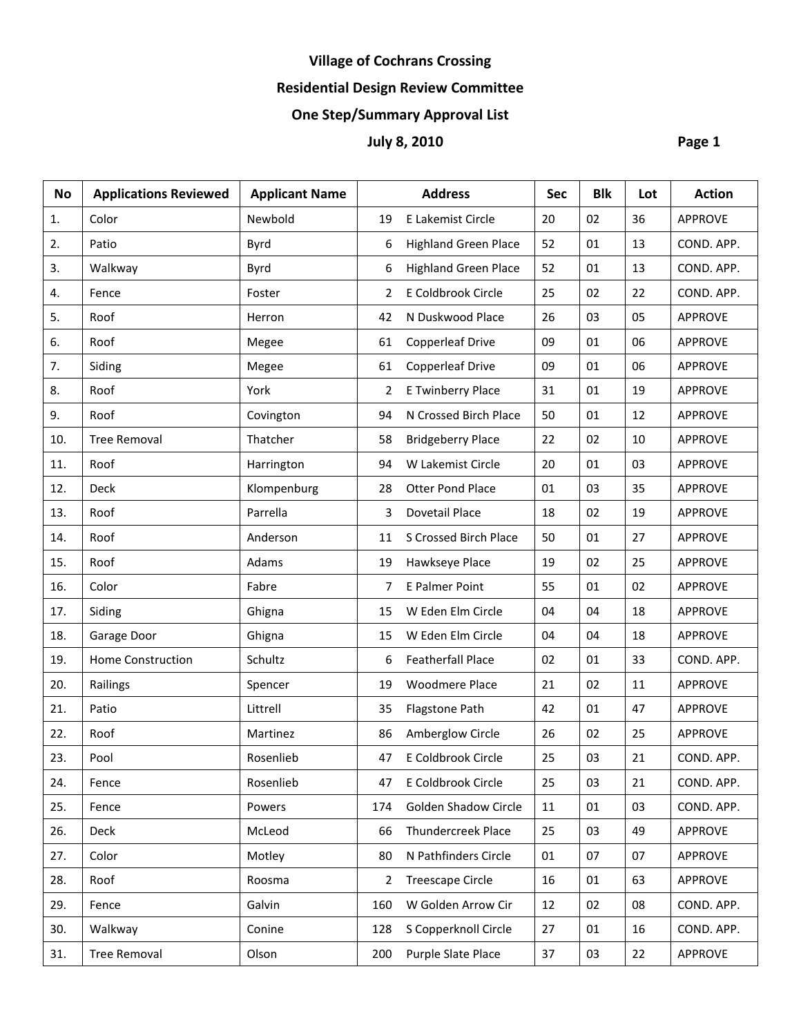# Village of Cochrans Crossing

## Residential Design Review Committee

## One Step/Summary Approval List

## July 8, 2010

| No | Applications Reviewed | Applicant Name | Address | | Sec | Blk | Lot | Action |
|---|---|---|---|---|---|---|---|---|
| 1. | Color | Newbold | 19 | E Lakemist Circle | 20 | 02 | 36 | APPROVE |
| 2. | Patio | Byrd | 6 | Highland Green Place | 52 | 01 | 13 | COND. APP. |
| 3. | Walkway | Byrd | 6 | Highland Green Place | 52 | 01 | 13 | COND. APP. |
| 4. | Fence | Foster | 2 | E Coldbrook Circle | 25 | 02 | 22 | COND. APP. |
| 5. | Roof | Herron | 42 | N Duskwood Place | 26 | 03 | 05 | APPROVE |
| 6. | Roof | Megee | 61 | Copperleaf Drive | 09 | 01 | 06 | APPROVE |
| 7. | Siding | Megee | 61 | Copperleaf Drive | 09 | 01 | 06 | APPROVE |
| 8. | Roof | York | 2 | E Twinberry Place | 31 | 01 | 19 | APPROVE |
| 9. | Roof | Covington | 94 | N Crossed Birch Place | 50 | 01 | 12 | APPROVE |
| 10. | Tree Removal | Thatcher | 58 | Bridgeberry Place | 22 | 02 | 10 | APPROVE |
| 11. | Roof | Harrington | 94 | W Lakemist Circle | 20 | 01 | 03 | APPROVE |
| 12. | Deck | Klompenburg | 28 | Otter Pond Place | 01 | 03 | 35 | APPROVE |
| 13. | Roof | Parrella | 3 | Dovetail Place | 18 | 02 | 19 | APPROVE |
| 14. | Roof | Anderson | 11 | S Crossed Birch Place | 50 | 01 | 27 | APPROVE |
| 15. | Roof | Adams | 19 | Hawkseye Place | 19 | 02 | 25 | APPROVE |
| 16. | Color | Fabre | 7 | E Palmer Point | 55 | 01 | 02 | APPROVE |
| 17. | Siding | Ghigna | 15 | W Eden Elm Circle | 04 | 04 | 18 | APPROVE |
| 18. | Garage Door | Ghigna | 15 | W Eden Elm Circle | 04 | 04 | 18 | APPROVE |
| 19. | Home Construction | Schultz | 6 | Featherfall Place | 02 | 01 | 33 | COND. APP. |
| 20. | Railings | Spencer | 19 | Woodmere Place | 21 | 02 | 11 | APPROVE |
| 21. | Patio | Littrell | 35 | Flagstone Path | 42 | 01 | 47 | APPROVE |
| 22. | Roof | Martinez | 86 | Amberglow Circle | 26 | 02 | 25 | APPROVE |
| 23. | Pool | Rosenlieb | 47 | E Coldbrook Circle | 25 | 03 | 21 | COND. APP. |
| 24. | Fence | Rosenlieb | 47 | E Coldbrook Circle | 25 | 03 | 21 | COND. APP. |
| 25. | Fence | Powers | 174 | Golden Shadow Circle | 11 | 01 | 03 | COND. APP. |
| 26. | Deck | McLeod | 66 | Thundercreek Place | 25 | 03 | 49 | APPROVE |
| 27. | Color | Motley | 80 | N Pathfinders Circle | 01 | 07 | 07 | APPROVE |
| 28. | Roof | Roosma | 2 | Treescape Circle | 16 | 01 | 63 | APPROVE |
| 29. | Fence | Galvin | 160 | W Golden Arrow Cir | 12 | 02 | 08 | COND. APP. |
| 30. | Walkway | Conine | 128 | S Copperknoll Circle | 27 | 01 | 16 | COND. APP. |
| 31. | Tree Removal | Olson | 200 | Purple Slate Place | 37 | 03 | 22 | APPROVE |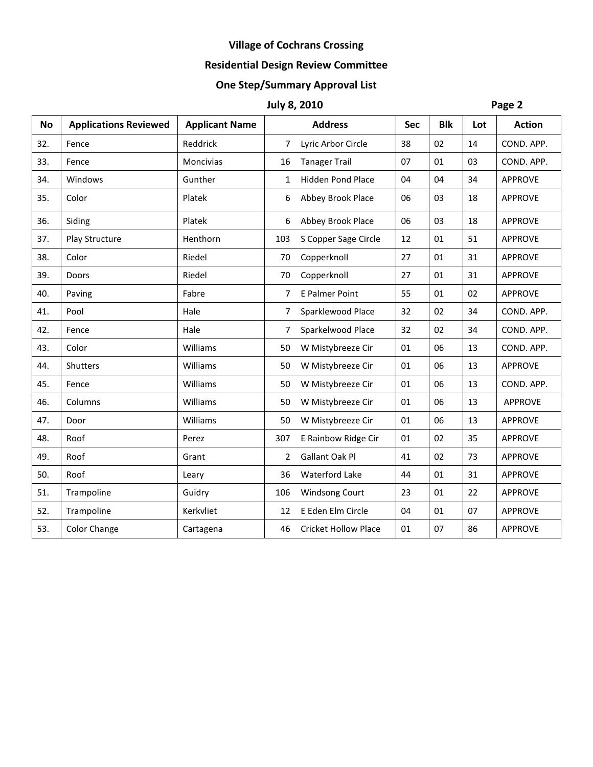**Village of Cochrans Crossing**

**Residential Design Review Committee**

**One Step/Summary Approval List**

**July 8, 2010**

| No | Applications Reviewed | Applicant Name | Address | | Sec | Blk | Lot | Action |
|---|---|---|---|---|---|---|---|---|
| 32. | Fence | Reddrick | 7 | Lyric Arbor Circle | 38 | 02 | 14 | COND. APP. |
| 33. | Fence | Moncivias | 16 | Tanager Trail | 07 | 01 | 03 | COND. APP. |
| 34. | Windows | Gunther | 1 | Hidden Pond Place | 04 | 04 | 34 | APPROVE |
| 35. | Color | Platek | 6 | Abbey Brook Place | 06 | 03 | 18 | APPROVE |
| 36. | Siding | Platek | 6 | Abbey Brook Place | 06 | 03 | 18 | APPROVE |
| 37. | Play Structure | Henthorn | 103 | S Copper Sage Circle | 12 | 01 | 51 | APPROVE |
| 38. | Color | Riedel | 70 | Copperknoll | 27 | 01 | 31 | APPROVE |
| 39. | Doors | Riedel | 70 | Copperknoll | 27 | 01 | 31 | APPROVE |
| 40. | Paving | Fabre | 7 | E Palmer Point | 55 | 01 | 02 | APPROVE |
| 41. | Pool | Hale | 7 | Sparklewood Place | 32 | 02 | 34 | COND. APP. |
| 42. | Fence | Hale | 7 | Sparkelwood Place | 32 | 02 | 34 | COND. APP. |
| 43. | Color | Williams | 50 | W Mistybreeze Cir | 01 | 06 | 13 | COND. APP. |
| 44. | Shutters | Williams | 50 | W Mistybreeze Cir | 01 | 06 | 13 | APPROVE |
| 45. | Fence | Williams | 50 | W Mistybreeze Cir | 01 | 06 | 13 | COND. APP. |
| 46. | Columns | Williams | 50 | W Mistybreeze Cir | 01 | 06 | 13 | APPROVE |
| 47. | Door | Williams | 50 | W Mistybreeze Cir | 01 | 06 | 13 | APPROVE |
| 48. | Roof | Perez | 307 | E Rainbow Ridge Cir | 01 | 02 | 35 | APPROVE |
| 49. | Roof | Grant | 2 | Gallant Oak Pl | 41 | 02 | 73 | APPROVE |
| 50. | Roof | Leary | 36 | Waterford Lake | 44 | 01 | 31 | APPROVE |
| 51. | Trampoline | Guidry | 106 | Windsong Court | 23 | 01 | 22 | APPROVE |
| 52. | Trampoline | Kerkvliet | 12 | E Eden Elm Circle | 04 | 01 | 07 | APPROVE |
| 53. | Color Change | Cartagena | 46 | Cricket Hollow Place | 01 | 07 | 86 | APPROVE |